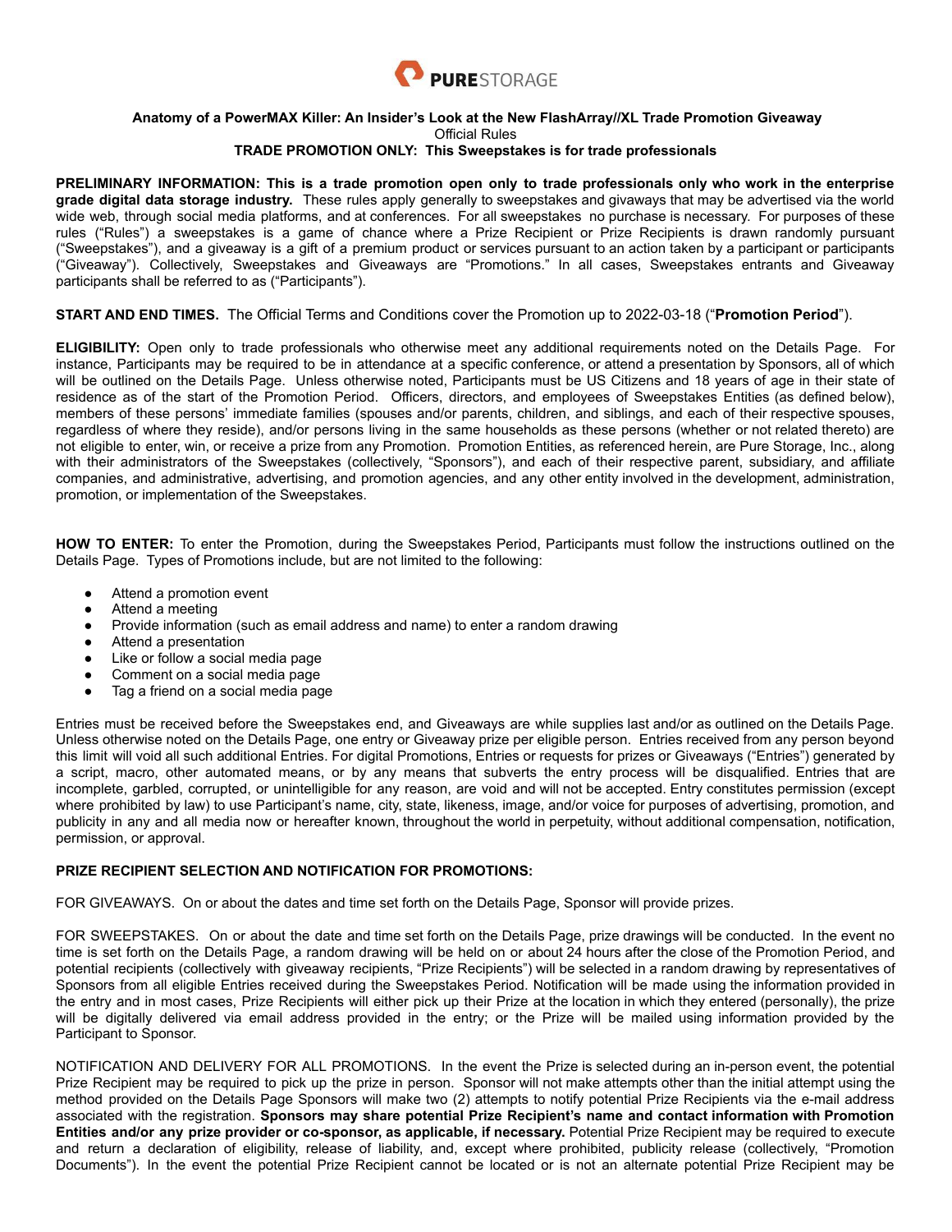PURESTORAGE

**Anatomy of a PowerMAX Killer: An Insider's Look at the New FlashArray//XL Trade Promotion Giveaway**

Official Rules

**TRADE PROMOTION ONLY: This Sweepstakes is for trade professionals**

**PRELIMINARY INFORMATION: This is a trade promotion open only to trade professionals only who work in the enterprise grade digital data storage industry.** These rules apply generally to sweepstakes and givaways that may be advertised via the world wide web, through social media platforms, and at conferences. For all sweepstakes no purchase is necessary. For purposes of these rules ("Rules") a sweepstakes is a game of chance where a Prize Recipient or Prize Recipients is drawn randomly pursuant ("Sweepstakes"), and a giveaway is a gift of a premium product or services pursuant to an action taken by a participant or participants ("Giveaway"). Collectively, Sweepstakes and Giveaways are "Promotions." In all cases, Sweepstakes entrants and Giveaway participants shall be referred to as ("Participants").

**START AND END TIMES.** The Official Terms and Conditions cover the Promotion up to 2022-03-18 ("**Promotion Period**").

**ELIGIBILITY:** Open only to trade professionals who otherwise meet any additional requirements noted on the Details Page. For instance, Participants may be required to be in attendance at a specific conference, or attend a presentation by Sponsors, all of which will be outlined on the Details Page. Unless otherwise noted, Participants must be US Citizens and 18 years of age in their state of residence as of the start of the Promotion Period. Officers, directors, and employees of Sweepstakes Entities (as defined below), members of these persons' immediate families (spouses and/or parents, children, and siblings, and each of their respective spouses, regardless of where they reside), and/or persons living in the same households as these persons (whether or not related thereto) are not eligible to enter, win, or receive a prize from any Promotion. Promotion Entities, as referenced herein, are Pure Storage, Inc., along with their administrators of the Sweepstakes (collectively, "Sponsors"), and each of their respective parent, subsidiary, and affiliate companies, and administrative, advertising, and promotion agencies, and any other entity involved in the development, administration, promotion, or implementation of the Sweepstakes.

**HOW TO ENTER:** To enter the Promotion, during the Sweepstakes Period, Participants must follow the instructions outlined on the Details Page. Types of Promotions include, but are not limited to the following:

- Attend a promotion event
- Attend a meeting
- Provide information (such as email address and name) to enter a random drawing
- Attend a presentation
- Like or follow a social media page
- Comment on a social media page
- Tag a friend on a social media page

Entries must be received before the Sweepstakes end, and Giveaways are while supplies last and/or as outlined on the Details Page. Unless otherwise noted on the Details Page, one entry or Giveaway prize per eligible person. Entries received from any person beyond this limit will void all such additional Entries. For digital Promotions, Entries or requests for prizes or Giveaways ("Entries") generated by a script, macro, other automated means, or by any means that subverts the entry process will be disqualified. Entries that are incomplete, garbled, corrupted, or unintelligible for any reason, are void and will not be accepted. Entry constitutes permission (except where prohibited by law) to use Participant's name, city, state, likeness, image, and/or voice for purposes of advertising, promotion, and publicity in any and all media now or hereafter known, throughout the world in perpetuity, without additional compensation, notification, permission, or approval.

**PRIZE RECIPIENT SELECTION AND NOTIFICATION FOR PROMOTIONS:**

FOR GIVEAWAYS. On or about the dates and time set forth on the Details Page, Sponsor will provide prizes.

FOR SWEEPSTAKES. On or about the date and time set forth on the Details Page, prize drawings will be conducted. In the event no time is set forth on the Details Page, a random drawing will be held on or about 24 hours after the close of the Promotion Period, and potential recipients (collectively with giveaway recipients, "Prize Recipients") will be selected in a random drawing by representatives of Sponsors from all eligible Entries received during the Sweepstakes Period. Notification will be made using the information provided in the entry and in most cases, Prize Recipients will either pick up their Prize at the location in which they entered (personally), the prize will be digitally delivered via email address provided in the entry; or the Prize will be mailed using information provided by the Participant to Sponsor.

NOTIFICATION AND DELIVERY FOR ALL PROMOTIONS. In the event the Prize is selected during an in-person event, the potential Prize Recipient may be required to pick up the prize in person. Sponsor will not make attempts other than the initial attempt using the method provided on the Details Page Sponsors will make two (2) attempts to notify potential Prize Recipients via the e-mail address associated with the registration. **Sponsors may share potential Prize Recipient's name and contact information with Promotion Entities and/or any prize provider or co-sponsor, as applicable, if necessary.** Potential Prize Recipient may be required to execute and return a declaration of eligibility, release of liability, and, except where prohibited, publicity release (collectively, "Promotion Documents"). In the event the potential Prize Recipient cannot be located or is not an alternate potential Prize Recipient may be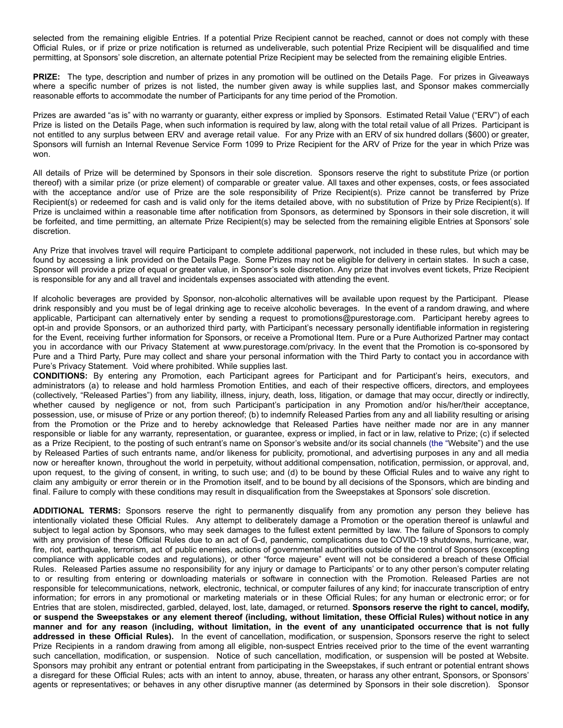selected from the remaining eligible Entries. If a potential Prize Recipient cannot be reached, cannot or does not comply with these Official Rules, or if prize or prize notification is returned as undeliverable, such potential Prize Recipient will be disqualified and time permitting, at Sponsors' sole discretion, an alternate potential Prize Recipient may be selected from the remaining eligible Entries.

**PRIZE:** The type, description and number of prizes in any promotion will be outlined on the Details Page. For prizes in Giveaways where a specific number of prizes is not listed, the number given away is while supplies last, and Sponsor makes commercially reasonable efforts to accommodate the number of Participants for any time period of the Promotion.

Prizes are awarded "as is" with no warranty or guaranty, either express or implied by Sponsors. Estimated Retail Value ("ERV") of each Prize is listed on the Details Page, when such information is required by law, along with the total retail value of all Prizes. Participant is not entitled to any surplus between ERV and average retail value. For any Prize with an ERV of six hundred dollars ($600) or greater, Sponsors will furnish an Internal Revenue Service Form 1099 to Prize Recipient for the ARV of Prize for the year in which Prize was won.

All details of Prize will be determined by Sponsors in their sole discretion. Sponsors reserve the right to substitute Prize (or portion thereof) with a similar prize (or prize element) of comparable or greater value. All taxes and other expenses, costs, or fees associated with the acceptance and/or use of Prize are the sole responsibility of Prize Recipient(s). Prize cannot be transferred by Prize Recipient(s) or redeemed for cash and is valid only for the items detailed above, with no substitution of Prize by Prize Recipient(s). If Prize is unclaimed within a reasonable time after notification from Sponsors, as determined by Sponsors in their sole discretion, it will be forfeited, and time permitting, an alternate Prize Recipient(s) may be selected from the remaining eligible Entries at Sponsors' sole discretion.

Any Prize that involves travel will require Participant to complete additional paperwork, not included in these rules, but which may be found by accessing a link provided on the Details Page. Some Prizes may not be eligible for delivery in certain states. In such a case, Sponsor will provide a prize of equal or greater value, in Sponsor's sole discretion. Any prize that involves event tickets, Prize Recipient is responsible for any and all travel and incidentals expenses associated with attending the event.

If alcoholic beverages are provided by Sponsor, non-alcoholic alternatives will be available upon request by the Participant. Please drink responsibly and you must be of legal drinking age to receive alcoholic beverages. In the event of a random drawing, and where applicable, Participant can alternatively enter by sending a request to promotions@purestorage.com. Participant hereby agrees to opt-in and provide Sponsors, or an authorized third party, with Participant's necessary personally identifiable information in registering for the Event, receiving further information for Sponsors, or receive a Promotional Item. Pure or a Pure Authorized Partner may contact you in accordance with our Privacy Statement at www.purestorage.com/privacy. In the event that the Promotion is co-sponsored by Pure and a Third Party, Pure may collect and share your personal information with the Third Party to contact you in accordance with Pure's Privacy Statement. Void where prohibited. While supplies last.

**CONDITIONS:** By entering any Promotion, each Participant agrees for Participant and for Participant's heirs, executors, and administrators (a) to release and hold harmless Promotion Entities, and each of their respective officers, directors, and employees (collectively, "Released Parties") from any liability, illness, injury, death, loss, litigation, or damage that may occur, directly or indirectly, whether caused by negligence or not, from such Participant's participation in any Promotion and/or his/her/their acceptance, possession, use, or misuse of Prize or any portion thereof; (b) to indemnify Released Parties from any and all liability resulting or arising from the Promotion or the Prize and to hereby acknowledge that Released Parties have neither made nor are in any manner responsible or liable for any warranty, representation, or guarantee, express or implied, in fact or in law, relative to Prize; (c) if selected as a Prize Recipient, to the posting of such entrant's name on Sponsor's website and/or its social channels (the "Website") and the use by Released Parties of such entrants name, and/or likeness for publicity, promotional, and advertising purposes in any and all media now or hereafter known, throughout the world in perpetuity, without additional compensation, notification, permission, or approval, and, upon request, to the giving of consent, in writing, to such use; and (d) to be bound by these Official Rules and to waive any right to claim any ambiguity or error therein or in the Promotion itself, and to be bound by all decisions of the Sponsors, which are binding and final. Failure to comply with these conditions may result in disqualification from the Sweepstakes at Sponsors' sole discretion.

**ADDITIONAL TERMS:** Sponsors reserve the right to permanently disqualify from any promotion any person they believe has intentionally violated these Official Rules. Any attempt to deliberately damage a Promotion or the operation thereof is unlawful and subject to legal action by Sponsors, who may seek damages to the fullest extent permitted by law. The failure of Sponsors to comply with any provision of these Official Rules due to an act of G-d, pandemic, complications due to COVID-19 shutdowns, hurricane, war, fire, riot, earthquake, terrorism, act of public enemies, actions of governmental authorities outside of the control of Sponsors (excepting compliance with applicable codes and regulations), or other "force majeure" event will not be considered a breach of these Official Rules. Released Parties assume no responsibility for any injury or damage to Participants' or to any other person's computer relating to or resulting from entering or downloading materials or software in connection with the Promotion. Released Parties are not responsible for telecommunications, network, electronic, technical, or computer failures of any kind; for inaccurate transcription of entry information; for errors in any promotional or marketing materials or in these Official Rules; for any human or electronic error; or for Entries that are stolen, misdirected, garbled, delayed, lost, late, damaged, or returned. **Sponsors reserve the right to cancel, modify, or suspend the Sweepstakes or any element thereof (including, without limitation, these Official Rules) without notice in any manner and for any reason (including, without limitation, in the event of any unanticipated occurrence that is not fully addressed in these Official Rules).** In the event of cancellation, modification, or suspension, Sponsors reserve the right to select Prize Recipients in a random drawing from among all eligible, non-suspect Entries received prior to the time of the event warranting such cancellation, modification, or suspension. Notice of such cancellation, modification, or suspension will be posted at Website. Sponsors may prohibit any entrant or potential entrant from participating in the Sweepstakes, if such entrant or potential entrant shows a disregard for these Official Rules; acts with an intent to annoy, abuse, threaten, or harass any other entrant, Sponsors, or Sponsors' agents or representatives; or behaves in any other disruptive manner (as determined by Sponsors in their sole discretion). Sponsor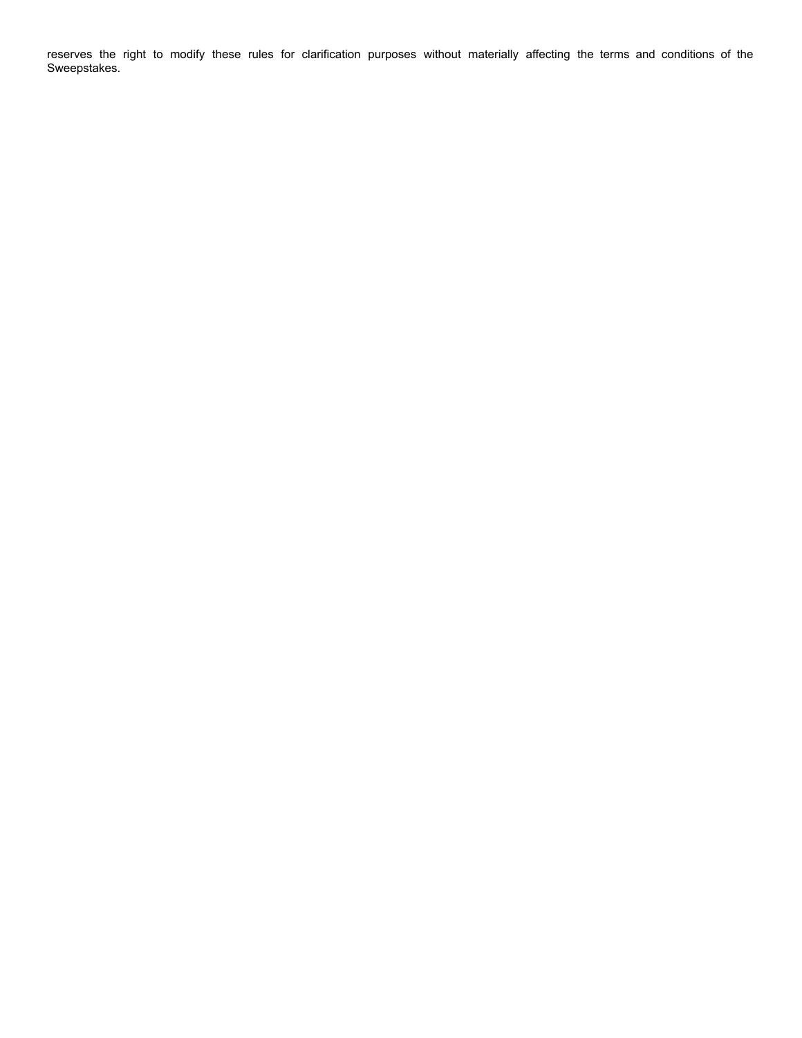reserves the right to modify these rules for clarification purposes without materially affecting the terms and conditions of the Sweepstakes.